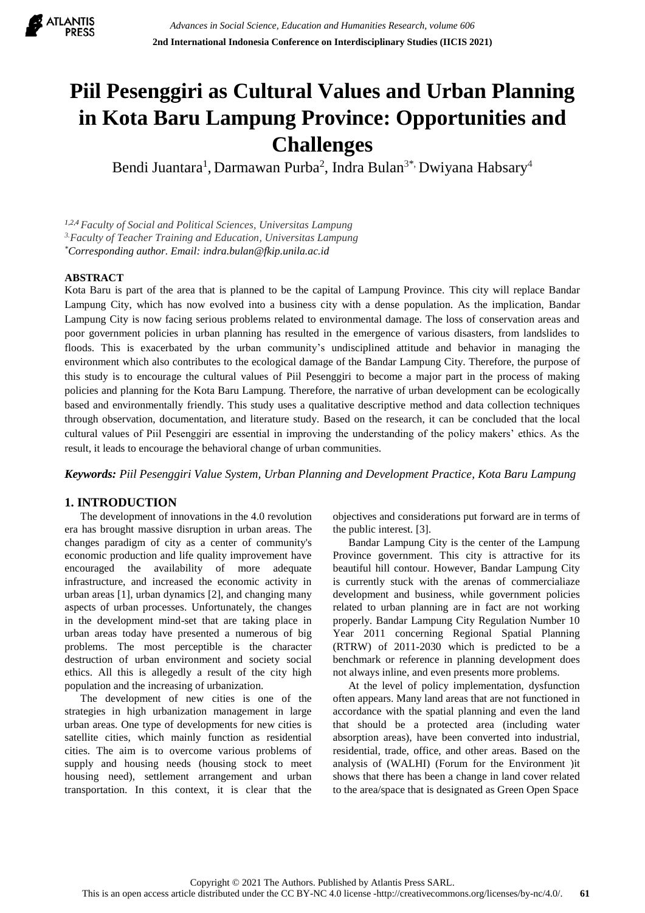# Piil Pesenggiri as Cultural Values and Urban Planning in Kota Baru Lampung Province: Opportunities and Challenges

Bendi Juantara[1], Darmawan Purba[2], Indra Bulan[3*], Dwiyana Habsary[4]

[1,2,4] *Faculty of Social and Political Sciences, Universitas Lampung*
[3] *Faculty of Teacher Training and Education, Universitas Lampung*
[*] *Corresponding author. Email: indra.bulan@fkip.unila.ac.id*

## ABSTRACT

Kota Baru is part of the area that is planned to be the capital of Lampung Province. This city will replace Bandar Lampung City, which has now evolved into a business city with a dense population. As the implication, Bandar Lampung City is now facing serious problems related to environmental damage. The loss of conservation areas and poor government policies in urban planning has resulted in the emergence of various disasters, from landslides to floods. This is exacerbated by the urban community's undisciplined attitude and behavior in managing the environment which also contributes to the ecological damage of the Bandar Lampung City. Therefore, the purpose of this study is to encourage the cultural values of Piil Pesenggiri to become a major part in the process of making policies and planning for the Kota Baru Lampung. Therefore, the narrative of urban development can be ecologically based and environmentally friendly. This study uses a qualitative descriptive method and data collection techniques through observation, documentation, and literature study. Based on the research, it can be concluded that the local cultural values of Piil Pesenggiri are essential in improving the understanding of the policy makers' ethics. As the result, it leads to encourage the behavioral change of urban communities.

***Keywords:** Piil Pesenggiri Value System, Urban Planning and Development Practice, Kota Baru Lampung*

## 1. INTRODUCTION

The development of innovations in the 4.0 revolution era has brought massive disruption in urban areas. The changes paradigm of city as a center of community's economic production and life quality improvement have encouraged the availability of more adequate infrastructure, and increased the economic activity in urban areas [1], urban dynamics [2], and changing many aspects of urban processes. Unfortunately, the changes in the development mind-set that are taking place in urban areas today have presented a numerous of big problems. The most perceptible is the character destruction of urban environment and society social ethics. All this is allegedly a result of the city high population and the increasing of urbanization.

The development of new cities is one of the strategies in high urbanization management in large urban areas. One type of developments for new cities is satellite cities, which mainly function as residential cities. The aim is to overcome various problems of supply and housing needs (housing stock to meet housing need), settlement arrangement and urban transportation. In this context, it is clear that the objectives and considerations put forward are in terms of the public interest. [3].

Bandar Lampung City is the center of the Lampung Province government. This city is attractive for its beautiful hill contour. However, Bandar Lampung City is currently stuck with the arenas of commercialiaze development and business, while government policies related to urban planning are in fact are not working properly. Bandar Lampung City Regulation Number 10 Year 2011 concerning Regional Spatial Planning (RTRW) of 2011-2030 which is predicted to be a benchmark or reference in planning development does not always inline, and even presents more problems.

At the level of policy implementation, dysfunction often appears. Many land areas that are not functioned in accordance with the spatial planning and even the land that should be a protected area (including water absorption areas), have been converted into industrial, residential, trade, office, and other areas. Based on the analysis of (WALHI) (Forum for the Environment )it shows that there has been a change in land cover related to the area/space that is designated as Green Open Space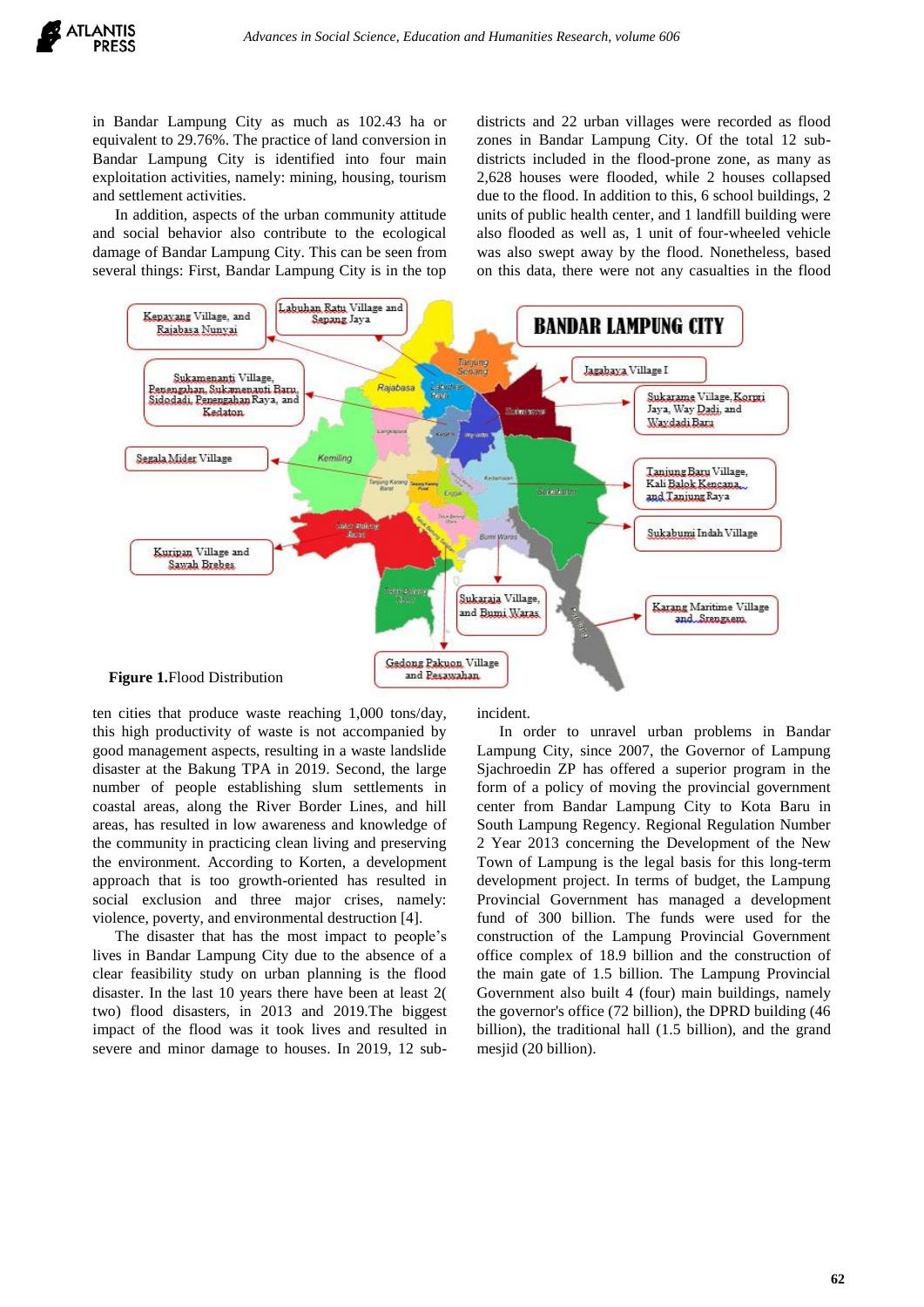in Bandar Lampung City as much as 102.43 ha or equivalent to 29.76%. The practice of land conversion in Bandar Lampung City is identified into four main exploitation activities, namely: mining, housing, tourism and settlement activities.

In addition, aspects of the urban community attitude and social behavior also contribute to the ecological damage of Bandar Lampung City. This can be seen from several things: First, Bandar Lampung City is in the top ten cities that produce waste reaching 1,000 tons/day, this high productivity of waste is not accompanied by good management aspects, resulting in a waste landslide disaster at the Bakung TPA in 2019. Second, the large number of people establishing slum settlements in coastal areas, along the River Border Lines, and hill areas, has resulted in low awareness and knowledge of the community in practicing clean living and preserving the environment. According to Korten, a development approach that is too growth-oriented has resulted in social exclusion and three major crises, namely: violence, poverty, and environmental destruction [4].

The disaster that has the most impact to people's lives in Bandar Lampung City due to the absence of a clear feasibility study on urban planning is the flood disaster. In the last 10 years there have been at least 2( two) flood disasters, in 2013 and 2019.The biggest impact of the flood was it took lives and resulted in severe and minor damage to houses. In 2019, 12 sub-districts and 22 urban villages were recorded as flood zones in Bandar Lampung City. Of the total 12 sub-districts included in the flood-prone zone, as many as 2,628 houses were flooded, while 2 houses collapsed due to the flood. In addition to this, 6 school buildings, 2 units of public health center, and 1 landfill building were also flooded as well as, 1 unit of four-wheeled vehicle was also swept away by the flood. Nonetheless, based on this data, there were not any casualties in the flood incident.

**Figure 1.**Flood Distribution

In order to unravel urban problems in Bandar Lampung City, since 2007, the Governor of Lampung Sjachroedin ZP has offered a superior program in the form of a policy of moving the provincial government center from Bandar Lampung City to Kota Baru in South Lampung Regency. Regional Regulation Number 2 Year 2013 concerning the Development of the New Town of Lampung is the legal basis for this long-term development project. In terms of budget, the Lampung Provincial Government has managed a development fund of 300 billion. The funds were used for the construction of the Lampung Provincial Government office complex of 18.9 billion and the construction of the main gate of 1.5 billion. The Lampung Provincial Government also built 4 (four) main buildings, namely the governor's office (72 billion), the DPRD building (46 billion), the traditional hall (1.5 billion), and the grand mesjid (20 billion).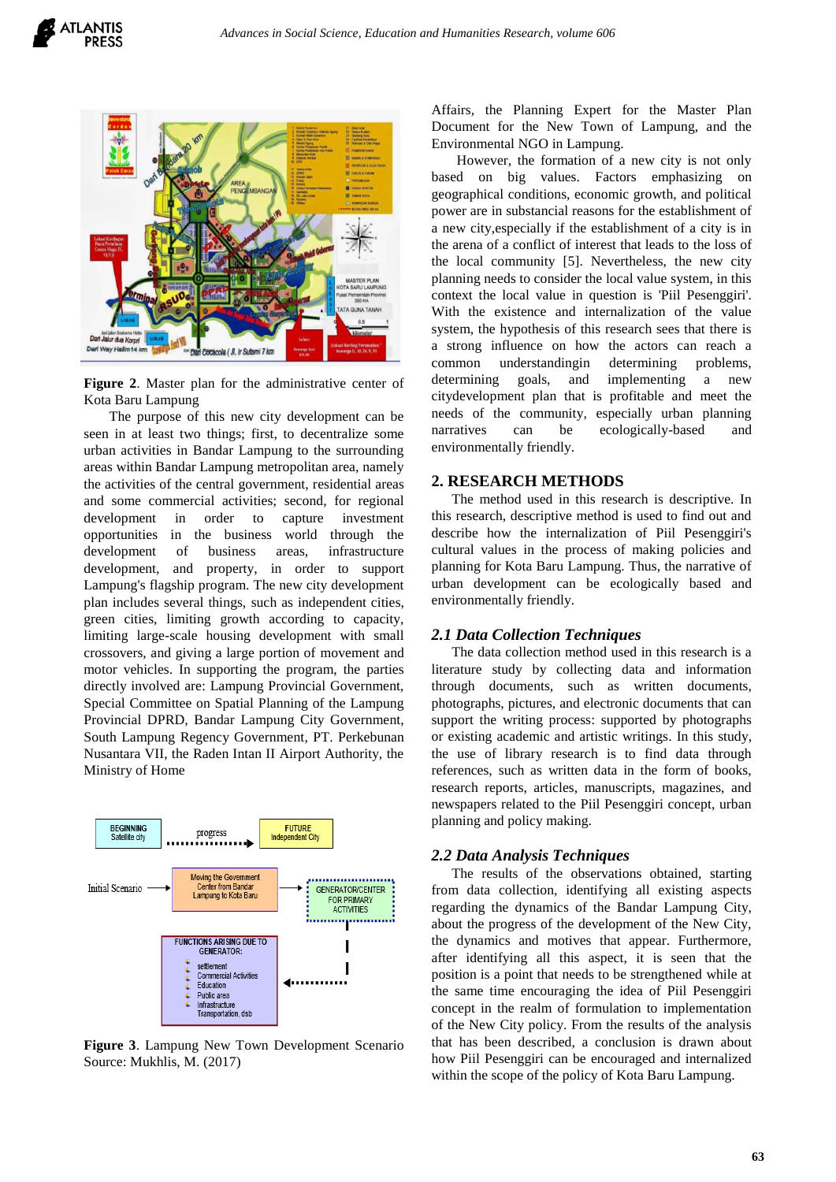**Figure 2**. Master plan for the administrative center of Kota Baru Lampung

The purpose of this new city development can be seen in at least two things; first, to decentralize some urban activities in Bandar Lampung to the surrounding areas within Bandar Lampung metropolitan area, namely the activities of the central government, residential areas and some commercial activities; second, for regional development in order to capture investment opportunities in the business world through the development of business areas, infrastructure development, and property, in order to support Lampung's flagship program. The new city development plan includes several things, such as independent cities, green cities, limiting growth according to capacity, limiting large-scale housing development with small crossovers, and giving a large portion of movement and motor vehicles. In supporting the program, the parties directly involved are: Lampung Provincial Government, Special Committee on Spatial Planning of the Lampung Provincial DPRD, Bandar Lampung City Government, South Lampung Regency Government, PT. Perkebunan Nusantara VII, the Raden Intan II Airport Authority, the Ministry of Home

**Figure 3**. Lampung New Town Development Scenario Source: Mukhlis, M. (2017)

Affairs, the Planning Expert for the Master Plan Document for the New Town of Lampung, and the Environmental NGO in Lampung.

However, the formation of a new city is not only based on big values. Factors emphasizing on geographical conditions, economic growth, and political power are in substancial reasons for the establishment of a new city,especially if the establishment of a city is in the arena of a conflict of interest that leads to the loss of the local community [5]. Nevertheless, the new city planning needs to consider the local value system, in this context the local value in question is 'Piil Pesenggiri'. With the existence and internalization of the value system, the hypothesis of this research sees that there is a strong influence on how the actors can reach a common understandingin determining problems, determining goals, and implementing a new citydevelopment plan that is profitable and meet the needs of the community, especially urban planning narratives can be ecologically-based and environmentally friendly.

## 2. RESEARCH METHODS

The method used in this research is descriptive. In this research, descriptive method is used to find out and describe how the internalization of Piil Pesenggiri's cultural values in the process of making policies and planning for Kota Baru Lampung. Thus, the narrative of urban development can be ecologically based and environmentally friendly.

### *2.1 Data Collection Techniques*

The data collection method used in this research is a literature study by collecting data and information through documents, such as written documents, photographs, pictures, and electronic documents that can support the writing process: supported by photographs or existing academic and artistic writings. In this study, the use of library research is to find data through references, such as written data in the form of books, research reports, articles, manuscripts, magazines, and newspapers related to the Piil Pesenggiri concept, urban planning and policy making.

### *2.2 Data Analysis Techniques*

The results of the observations obtained, starting from data collection, identifying all existing aspects regarding the dynamics of the Bandar Lampung City, about the progress of the development of the New City, the dynamics and motives that appear. Furthermore, after identifying all this aspect, it is seen that the position is a point that needs to be strengthened while at the same time encouraging the idea of Piil Pesenggiri concept in the realm of formulation to implementation of the New City policy. From the results of the analysis that has been described, a conclusion is drawn about how Piil Pesenggiri can be encouraged and internalized within the scope of the policy of Kota Baru Lampung.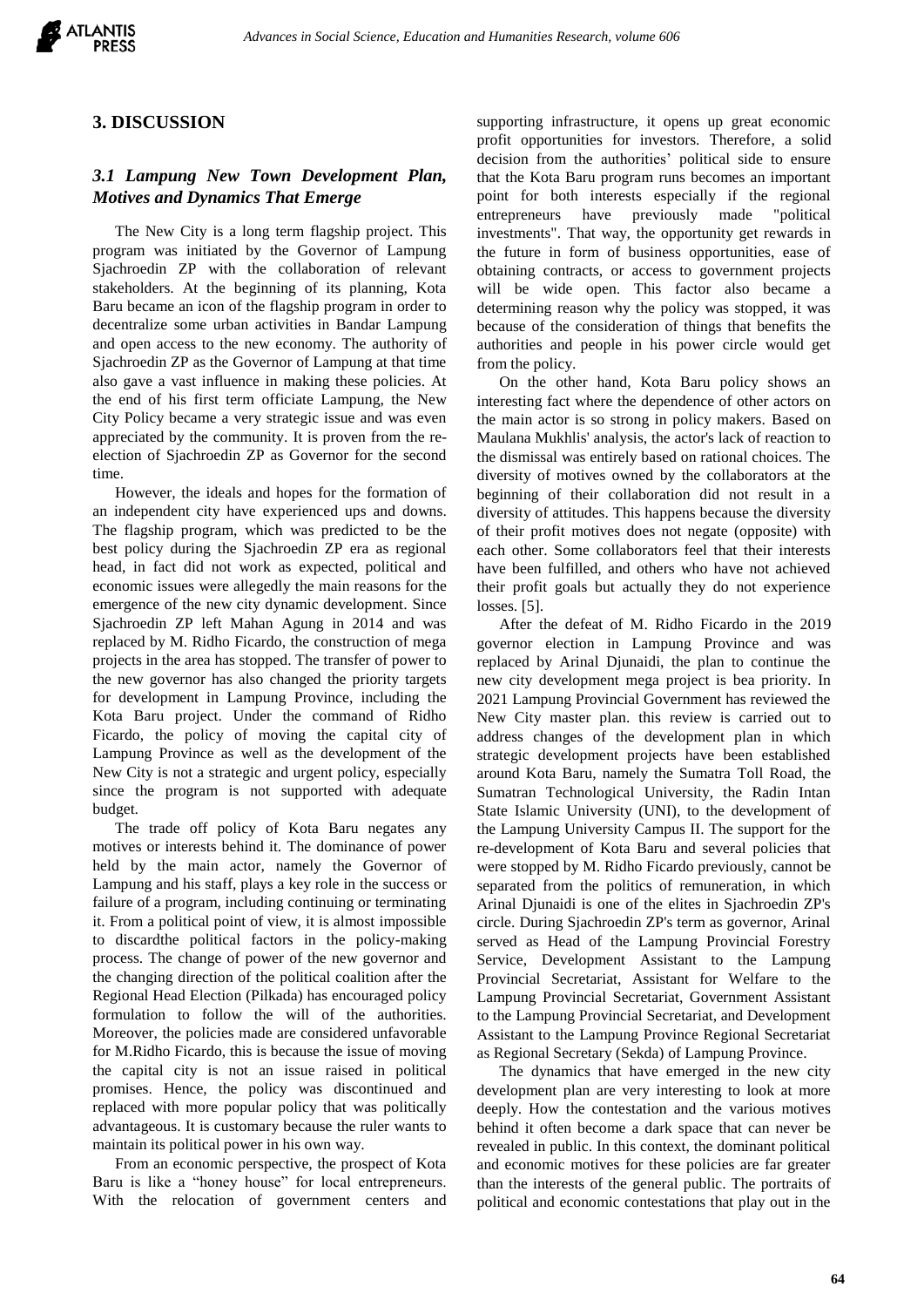## 3. DISCUSSION

### *3.1 Lampung New Town Development Plan, Motives and Dynamics That Emerge*

The New City is a long term flagship project. This program was initiated by the Governor of Lampung Sjachroedin ZP with the collaboration of relevant stakeholders. At the beginning of its planning, Kota Baru became an icon of the flagship program in order to decentralize some urban activities in Bandar Lampung and open access to the new economy. The authority of Sjachroedin ZP as the Governor of Lampung at that time also gave a vast influence in making these policies. At the end of his first term officiate Lampung, the New City Policy became a very strategic issue and was even appreciated by the community. It is proven from the re-election of Sjachroedin ZP as Governor for the second time.

However, the ideals and hopes for the formation of an independent city have experienced ups and downs. The flagship program, which was predicted to be the best policy during the Sjachroedin ZP era as regional head, in fact did not work as expected, political and economic issues were allegedly the main reasons for the emergence of the new city dynamic development. Since Sjachroedin ZP left Mahan Agung in 2014 and was replaced by M. Ridho Ficardo, the construction of mega projects in the area has stopped. The transfer of power to the new governor has also changed the priority targets for development in Lampung Province, including the Kota Baru project. Under the command of Ridho Ficardo, the policy of moving the capital city of Lampung Province as well as the development of the New City is not a strategic and urgent policy, especially since the program is not supported with adequate budget.

The trade off policy of Kota Baru negates any motives or interests behind it. The dominance of power held by the main actor, namely the Governor of Lampung and his staff, plays a key role in the success or failure of a program, including continuing or terminating it. From a political point of view, it is almost impossible to discardthe political factors in the policy-making process. The change of power of the new governor and the changing direction of the political coalition after the Regional Head Election (Pilkada) has encouraged policy formulation to follow the will of the authorities. Moreover, the policies made are considered unfavorable for M.Ridho Ficardo, this is because the issue of moving the capital city is not an issue raised in political promises. Hence, the policy was discontinued and replaced with more popular policy that was politically advantageous. It is customary because the ruler wants to maintain its political power in his own way.

From an economic perspective, the prospect of Kota Baru is like a "honey house" for local entrepreneurs. With the relocation of government centers and supporting infrastructure, it opens up great economic profit opportunities for investors. Therefore, a solid decision from the authorities' political side to ensure that the Kota Baru program runs becomes an important point for both interests especially if the regional entrepreneurs have previously made "political investments". That way, the opportunity get rewards in the future in form of business opportunities, ease of obtaining contracts, or access to government projects will be wide open. This factor also became a determining reason why the policy was stopped, it was because of the consideration of things that benefits the authorities and people in his power circle would get from the policy.

On the other hand, Kota Baru policy shows an interesting fact where the dependence of other actors on the main actor is so strong in policy makers. Based on Maulana Mukhlis' analysis, the actor's lack of reaction to the dismissal was entirely based on rational choices. The diversity of motives owned by the collaborators at the beginning of their collaboration did not result in a diversity of attitudes. This happens because the diversity of their profit motives does not negate (opposite) with each other. Some collaborators feel that their interests have been fulfilled, and others who have not achieved their profit goals but actually they do not experience losses. [5].

After the defeat of M. Ridho Ficardo in the 2019 governor election in Lampung Province and was replaced by Arinal Djunaidi, the plan to continue the new city development mega project is bea priority. In 2021 Lampung Provincial Government has reviewed the New City master plan. this review is carried out to address changes of the development plan in which strategic development projects have been established around Kota Baru, namely the Sumatra Toll Road, the Sumatran Technological University, the Radin Intan State Islamic University (UNI), to the development of the Lampung University Campus II. The support for the re-development of Kota Baru and several policies that were stopped by M. Ridho Ficardo previously, cannot be separated from the politics of remuneration, in which Arinal Djunaidi is one of the elites in Sjachroedin ZP's circle. During Sjachroedin ZP's term as governor, Arinal served as Head of the Lampung Provincial Forestry Service, Development Assistant to the Lampung Provincial Secretariat, Assistant for Welfare to the Lampung Provincial Secretariat, Government Assistant to the Lampung Provincial Secretariat, and Development Assistant to the Lampung Province Regional Secretariat as Regional Secretary (Sekda) of Lampung Province.

The dynamics that have emerged in the new city development plan are very interesting to look at more deeply. How the contestation and the various motives behind it often become a dark space that can never be revealed in public. In this context, the dominant political and economic motives for these policies are far greater than the interests of the general public. The portraits of political and economic contestations that play out in the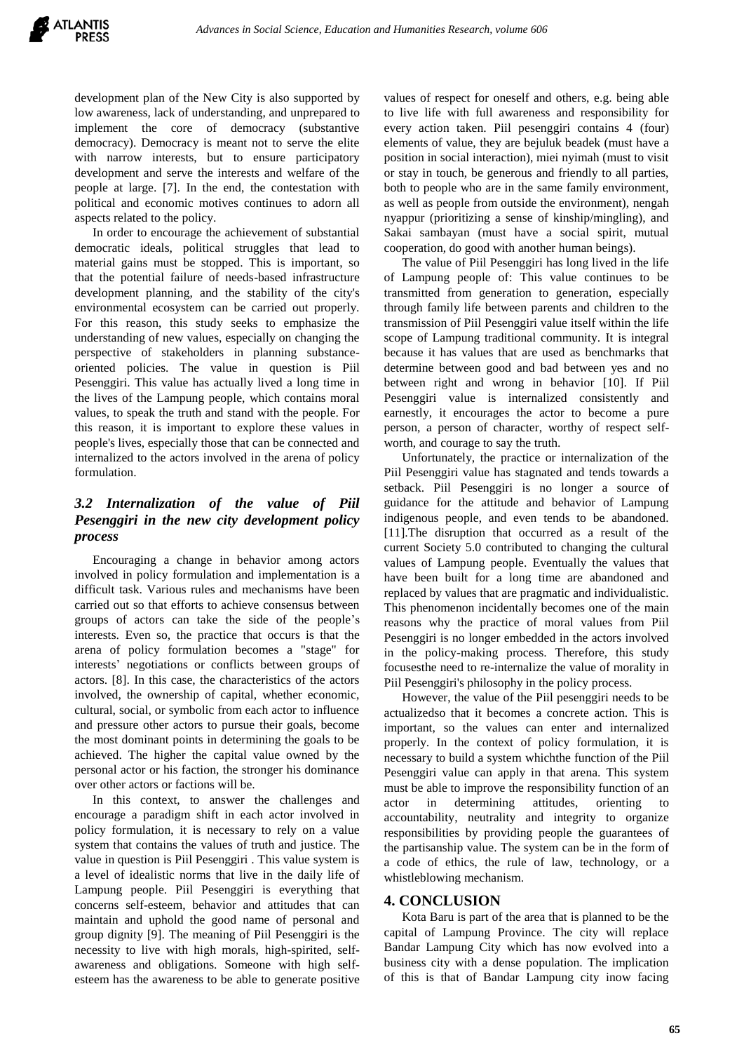development plan of the New City is also supported by low awareness, lack of understanding, and unprepared to implement the core of democracy (substantive democracy). Democracy is meant not to serve the elite with narrow interests, but to ensure participatory development and serve the interests and welfare of the people at large. [7]. In the end, the contestation with political and economic motives continues to adorn all aspects related to the policy.

In order to encourage the achievement of substantial democratic ideals, political struggles that lead to material gains must be stopped. This is important, so that the potential failure of needs-based infrastructure development planning, and the stability of the city's environmental ecosystem can be carried out properly. For this reason, this study seeks to emphasize the understanding of new values, especially on changing the perspective of stakeholders in planning substance-oriented policies. The value in question is Piil Pesenggiri. This value has actually lived a long time in the lives of the Lampung people, which contains moral values, to speak the truth and stand with the people. For this reason, it is important to explore these values in people's lives, especially those that can be connected and internalized to the actors involved in the arena of policy formulation.

### *3.2 Internalization of the value of Piil Pesenggiri in the new city development policy process*

Encouraging a change in behavior among actors involved in policy formulation and implementation is a difficult task. Various rules and mechanisms have been carried out so that efforts to achieve consensus between groups of actors can take the side of the people's interests. Even so, the practice that occurs is that the arena of policy formulation becomes a "stage" for interests' negotiations or conflicts between groups of actors. [8]. In this case, the characteristics of the actors involved, the ownership of capital, whether economic, cultural, social, or symbolic from each actor to influence and pressure other actors to pursue their goals, become the most dominant points in determining the goals to be achieved. The higher the capital value owned by the personal actor or his faction, the stronger his dominance over other actors or factions will be.

In this context, to answer the challenges and encourage a paradigm shift in each actor involved in policy formulation, it is necessary to rely on a value system that contains the values of truth and justice. The value in question is Piil Pesenggiri . This value system is a level of idealistic norms that live in the daily life of Lampung people. Piil Pesenggiri is everything that concerns self-esteem, behavior and attitudes that can maintain and uphold the good name of personal and group dignity [9]. The meaning of Piil Pesenggiri is the necessity to live with high morals, high-spirited, self-awareness and obligations. Someone with high self-esteem has the awareness to be able to generate positive values of respect for oneself and others, e.g. being able to live life with full awareness and responsibility for every action taken. Piil pesenggiri contains 4 (four) elements of value, they are bejuluk beadek (must have a position in social interaction), miei nyimah (must to visit or stay in touch, be generous and friendly to all parties, both to people who are in the same family environment, as well as people from outside the environment), nengah nyappur (prioritizing a sense of kinship/mingling), and Sakai sambayan (must have a social spirit, mutual cooperation, do good with another human beings).

The value of Piil Pesenggiri has long lived in the life of Lampung people of: This value continues to be transmitted from generation to generation, especially through family life between parents and children to the transmission of Piil Pesenggiri value itself within the life scope of Lampung traditional community. It is integral because it has values that are used as benchmarks that determine between good and bad between yes and no between right and wrong in behavior [10]. If Piil Pesenggiri value is internalized consistently and earnestly, it encourages the actor to become a pure person, a person of character, worthy of respect self-worth, and courage to say the truth.

Unfortunately, the practice or internalization of the Piil Pesenggiri value has stagnated and tends towards a setback. Piil Pesenggiri is no longer a source of guidance for the attitude and behavior of Lampung indigenous people, and even tends to be abandoned. [11].The disruption that occurred as a result of the current Society 5.0 contributed to changing the cultural values of Lampung people. Eventually the values that have been built for a long time are abandoned and replaced by values that are pragmatic and individualistic. This phenomenon incidentally becomes one of the main reasons why the practice of moral values from Piil Pesenggiri is no longer embedded in the actors involved in the policy-making process. Therefore, this study focusesthe need to re-internalize the value of morality in Piil Pesenggiri's philosophy in the policy process.

However, the value of the Piil pesenggiri needs to be actualizedso that it becomes a concrete action. This is important, so the values can enter and internalized properly. In the context of policy formulation, it is necessary to build a system whichthe function of the Piil Pesenggiri value can apply in that arena. This system must be able to improve the responsibility function of an actor in determining attitudes, orienting to accountability, neutrality and integrity to organize responsibilities by providing people the guarantees of the partisanship value. The system can be in the form of a code of ethics, the rule of law, technology, or a whistleblowing mechanism.

## 4. CONCLUSION

Kota Baru is part of the area that is planned to be the capital of Lampung Province. The city will replace Bandar Lampung City which has now evolved into a business city with a dense population. The implication of this is that of Bandar Lampung city inow facing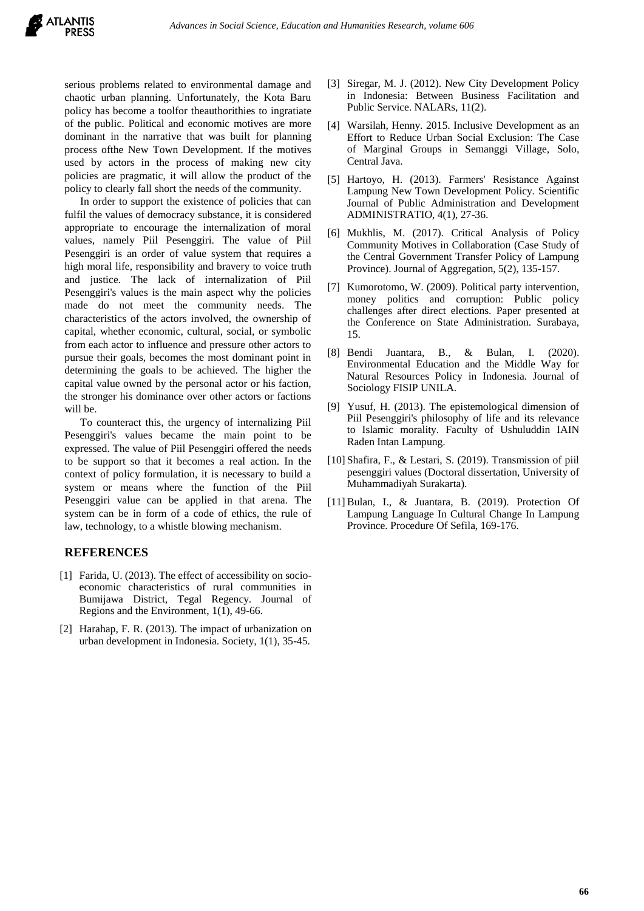serious problems related to environmental damage and chaotic urban planning. Unfortunately, the Kota Baru policy has become a toolfor theauthorithies to ingratiate of the public. Political and economic motives are more dominant in the narrative that was built for planning process ofthe New Town Development. If the motives used by actors in the process of making new city policies are pragmatic, it will allow the product of the policy to clearly fall short the needs of the community.

In order to support the existence of policies that can fulfil the values of democracy substance, it is considered appropriate to encourage the internalization of moral values, namely Piil Pesenggiri. The value of Piil Pesenggiri is an order of value system that requires a high moral life, responsibility and bravery to voice truth and justice. The lack of internalization of Piil Pesenggiri's values is the main aspect why the policies made do not meet the community needs. The characteristics of the actors involved, the ownership of capital, whether economic, cultural, social, or symbolic from each actor to influence and pressure other actors to pursue their goals, becomes the most dominant point in determining the goals to be achieved. The higher the capital value owned by the personal actor or his faction, the stronger his dominance over other actors or factions will be.

To counteract this, the urgency of internalizing Piil Pesenggiri's values became the main point to be expressed. The value of Piil Pesenggiri offered the needs to be support so that it becomes a real action. In the context of policy formulation, it is necessary to build a system or means where the function of the Piil Pesenggiri value can be applied in that arena. The system can be in form of a code of ethics, the rule of law, technology, to a whistle blowing mechanism.

## REFERENCES

[1] Farida, U. (2013). The effect of accessibility on socio-economic characteristics of rural communities in Bumijawa District, Tegal Regency. Journal of Regions and the Environment, 1(1), 49-66.

[2] Harahap, F. R. (2013). The impact of urbanization on urban development in Indonesia. Society, 1(1), 35-45.

[3] Siregar, M. J. (2012). New City Development Policy in Indonesia: Between Business Facilitation and Public Service. NALARs, 11(2).

[4] Warsilah, Henny. 2015. Inclusive Development as an Effort to Reduce Urban Social Exclusion: The Case of Marginal Groups in Semanggi Village, Solo, Central Java.

[5] Hartoyo, H. (2013). Farmers' Resistance Against Lampung New Town Development Policy. Scientific Journal of Public Administration and Development ADMINISTRATIO, 4(1), 27-36.

[6] Mukhlis, M. (2017). Critical Analysis of Policy Community Motives in Collaboration (Case Study of the Central Government Transfer Policy of Lampung Province). Journal of Aggregation, 5(2), 135-157.

[7] Kumorotomo, W. (2009). Political party intervention, money politics and corruption: Public policy challenges after direct elections. Paper presented at the Conference on State Administration. Surabaya, 15.

[8] Bendi Juantara, B., & Bulan, I. (2020). Environmental Education and the Middle Way for Natural Resources Policy in Indonesia. Journal of Sociology FISIP UNILA.

[9] Yusuf, H. (2013). The epistemological dimension of Piil Pesenggiri's philosophy of life and its relevance to Islamic morality. Faculty of Ushuluddin IAIN Raden Intan Lampung.

[10] Shafira, F., & Lestari, S. (2019). Transmission of piil pesenggiri values (Doctoral dissertation, University of Muhammadiyah Surakarta).

[11] Bulan, I., & Juantara, B. (2019). Protection Of Lampung Language In Cultural Change In Lampung Province. Procedure Of Sefila, 169-176.